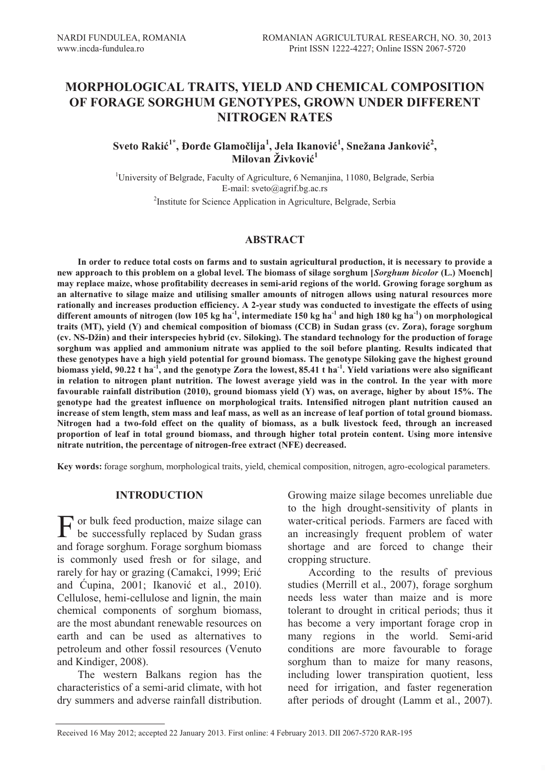# MORPHOLOGICAL TRAITS, YIELD AND CHEMICAL COMPOSITION OF FORAGE SORGHUM GENOTYPES, GROWN UNDER DIFFERENT NITROGEN RATES

**Sveto Rakić[1*], Đorđe Glamočlija[1], Jela Ikanović[1], Snežana Janković[2], Milovan Živković[1]**

[1]University of Belgrade, Faculty of Agriculture, 6 Nemanjina, 11080, Belgrade, Serbia
E-mail: sveto@agrif.bg.ac.rs

[2]Institute for Science Application in Agriculture, Belgrade, Serbia

## ABSTRACT

**In order to reduce total costs on farms and to sustain agricultural production, it is necessary to provide a new approach to this problem on a global level. The biomass of silage sorghum [*Sorghum bicolor* (L.) Moench] may replace maize, whose profitability decreases in semi-arid regions of the world. Growing forage sorghum as an alternative to silage maize and utilising smaller amounts of nitrogen allows using natural resources more rationally and increases production efficiency. A 2-year study was conducted to investigate the effects of using different amounts of nitrogen (low 105 kg ha$^{-1}$, intermediate 150 kg ha$^{-1}$ and high 180 kg ha$^{-1}$) on morphological traits (MT), yield (Y) and chemical composition of biomass (CCB) in Sudan grass (cv. Zora), forage sorghum (cv. NS-Džin) and their interspecies hybrid (cv. Siloking). The standard technology for the production of forage sorghum was applied and ammonium nitrate was applied to the soil before planting. Results indicated that these genotypes have a high yield potential for ground biomass. The genotype Siloking gave the highest ground biomass yield, 90.22 t ha$^{-1}$, and the genotype Zora the lowest, 85.41 t ha$^{-1}$. Yield variations were also significant in relation to nitrogen plant nutrition. The lowest average yield was in the control. In the year with more favourable rainfall distribution (2010), ground biomass yield (Y) was, on average, higher by about 15%. The genotype had the greatest influence on morphological traits. Intensified nitrogen plant nutrition caused an increase of stem length, stem mass and leaf mass, as well as an increase of leaf portion of total ground biomass. Nitrogen had a two-fold effect on the quality of biomass, as a bulk livestock feed, through an increased proportion of leaf in total ground biomass, and through higher total protein content. Using more intensive nitrate nutrition, the percentage of nitrogen-free extract (NFE) decreased.**

**Key words:** forage sorghum, morphological traits, yield, chemical composition, nitrogen, agro-ecological parameters.

## INTRODUCTION

For bulk feed production, maize silage can be successfully replaced by Sudan grass and forage sorghum. Forage sorghum biomass is commonly used fresh or for silage, and rarely for hay or grazing (Camakci, 1999; Erić and Ćupina, 2001; Ikanović et al., 2010). Cellulose, hemi-cellulose and lignin, the main chemical components of sorghum biomass, are the most abundant renewable resources on earth and can be used as alternatives to petroleum and other fossil resources (Venuto and Kindiger, 2008).

The western Balkans region has the characteristics of a semi-arid climate, with hot dry summers and adverse rainfall distribution. Growing maize silage becomes unreliable due to the high drought-sensitivity of plants in water-critical periods. Farmers are faced with an increasingly frequent problem of water shortage and are forced to change their cropping structure.

According to the results of previous studies (Merrill et al., 2007), forage sorghum needs less water than maize and is more tolerant to drought in critical periods; thus it has become a very important forage crop in many regions in the world. Semi-arid conditions are more favourable to forage sorghum than to maize for many reasons, including lower transpiration quotient, less need for irrigation, and faster regeneration after periods of drought (Lamm et al., 2007).

Received 16 May 2012; accepted 22 January 2013. First online: 4 February 2013. DII 2067-5720 RAR-195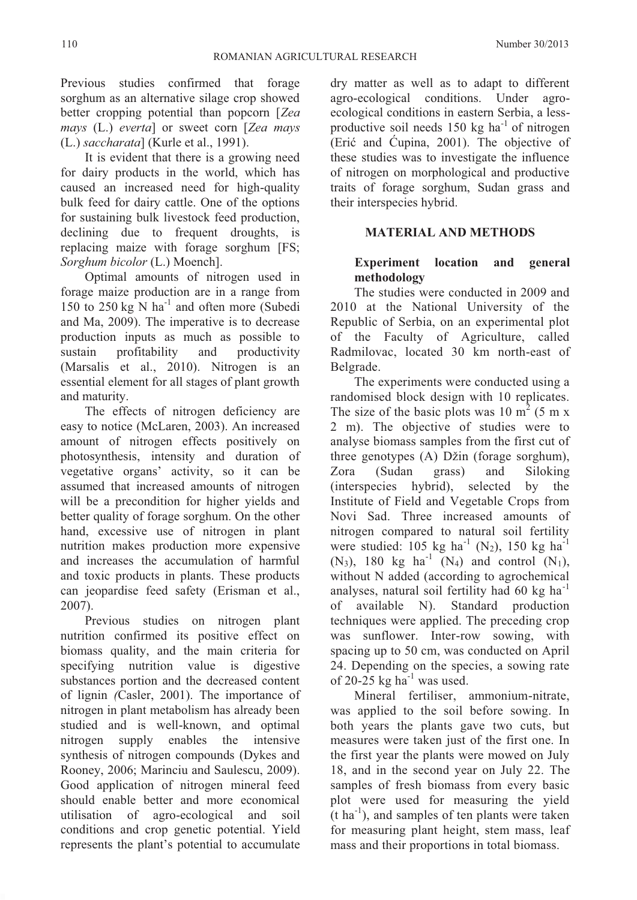Previous studies confirmed that forage sorghum as an alternative silage crop showed better cropping potential than popcorn [*Zea mays* (L.) *everta*] or sweet corn [*Zea mays* (L.) *saccharata*] (Kurle et al., 1991).

It is evident that there is a growing need for dairy products in the world, which has caused an increased need for high-quality bulk feed for dairy cattle. One of the options for sustaining bulk livestock feed production, declining due to frequent droughts, is replacing maize with forage sorghum [FS; *Sorghum bicolor* (L.) Moench].

Optimal amounts of nitrogen used in forage maize production are in a range from 150 to 250 kg N ha$^{-1}$ and often more (Subedi and Ma, 2009). The imperative is to decrease production inputs as much as possible to sustain profitability and productivity (Marsalis et al., 2010). Nitrogen is an essential element for all stages of plant growth and maturity.

The effects of nitrogen deficiency are easy to notice (McLaren, 2003). An increased amount of nitrogen effects positively on photosynthesis, intensity and duration of vegetative organs' activity, so it can be assumed that increased amounts of nitrogen will be a precondition for higher yields and better quality of forage sorghum. On the other hand, excessive use of nitrogen in plant nutrition makes production more expensive and increases the accumulation of harmful and toxic products in plants. These products can jeopardise feed safety (Erisman et al., 2007).

Previous studies on nitrogen plant nutrition confirmed its positive effect on biomass quality, and the main criteria for specifying nutrition value is digestive substances portion and the decreased content of lignin *(*Casler, 2001). The importance of nitrogen in plant metabolism has already been studied and is well-known, and optimal nitrogen supply enables the intensive synthesis of nitrogen compounds (Dykes and Rooney, 2006; Marinciu and Saulescu, 2009). Good application of nitrogen mineral feed should enable better and more economical utilisation of agro-ecological and soil conditions and crop genetic potential. Yield represents the plant's potential to accumulate dry matter as well as to adapt to different agro-ecological conditions. Under agro-ecological conditions in eastern Serbia, a less-productive soil needs 150 kg ha$^{-1}$ of nitrogen (Erić and Ćupina, 2001). The objective of these studies was to investigate the influence of nitrogen on morphological and productive traits of forage sorghum, Sudan grass and their interspecies hybrid.

## MATERIAL AND METHODS

### Experiment location and general methodology

The studies were conducted in 2009 and 2010 at the National University of the Republic of Serbia, on an experimental plot of the Faculty of Agriculture, called Radmilovac, located 30 km north-east of Belgrade.

The experiments were conducted using a randomised block design with 10 replicates. The size of the basic plots was 10 m$^2$ (5 m x 2 m). The objective of studies were to analyse biomass samples from the first cut of three genotypes (A) Džin (forage sorghum), Zora (Sudan grass) and Siloking (interspecies hybrid), selected by the Institute of Field and Vegetable Crops from Novi Sad. Three increased amounts of nitrogen compared to natural soil fertility were studied: 105 kg ha$^{-1}$ ($N_2$), 150 kg ha$^{-1}$ ($N_3$), 180 kg ha$^{-1}$ ($N_4$) and control ($N_1$), without N added (according to agrochemical analyses, natural soil fertility had 60 kg ha$^{-1}$ of available N). Standard production techniques were applied. The preceding crop was sunflower. Inter-row sowing, with spacing up to 50 cm, was conducted on April 24. Depending on the species, a sowing rate of 20-25 kg ha$^{-1}$ was used.

Mineral fertiliser, ammonium-nitrate, was applied to the soil before sowing. In both years the plants gave two cuts, but measures were taken just of the first one. In the first year the plants were mowed on July 18, and in the second year on July 22. The samples of fresh biomass from every basic plot were used for measuring the yield (t ha$^{-1}$), and samples of ten plants were taken for measuring plant height, stem mass, leaf mass and their proportions in total biomass.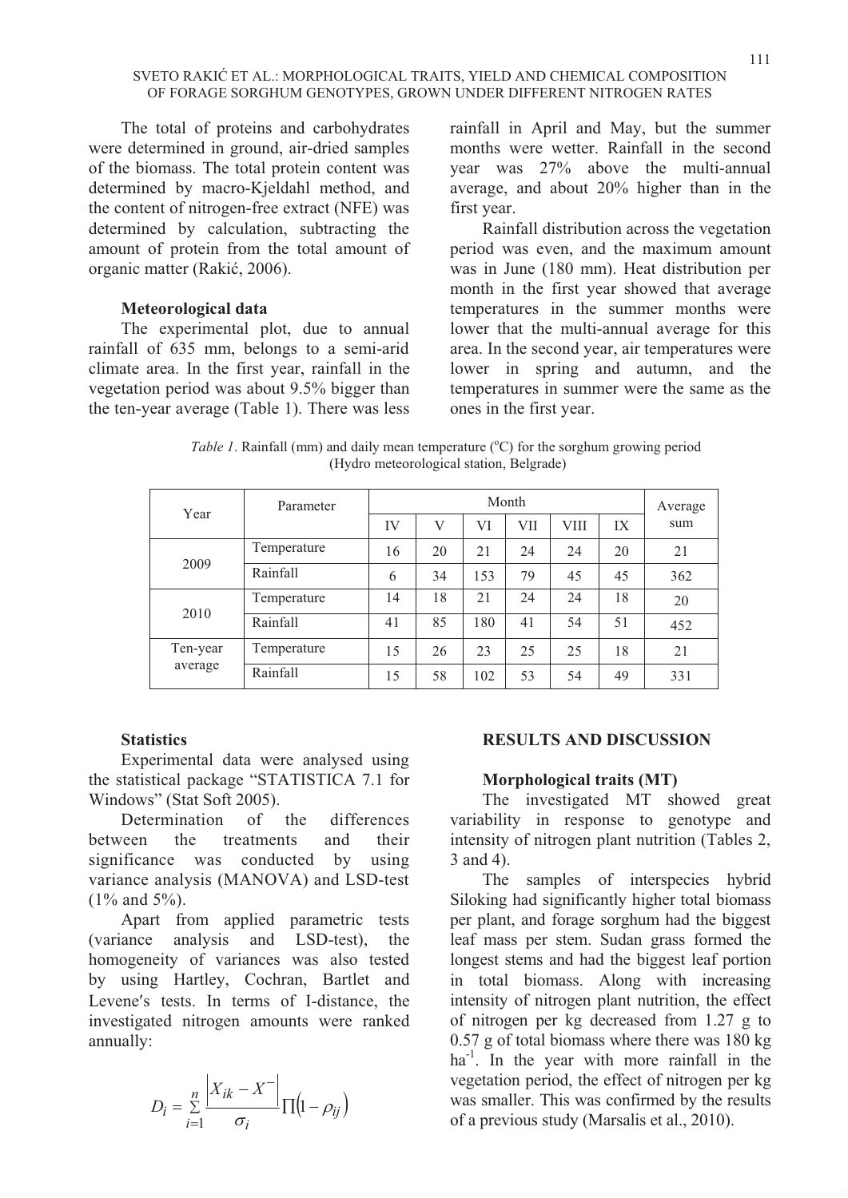The total of proteins and carbohydrates were determined in ground, air-dried samples of the biomass. The total protein content was determined by macro-Kjeldahl method, and the content of nitrogen-free extract (NFE) was determined by calculation, subtracting the amount of protein from the total amount of organic matter (Rakić, 2006).

### Meteorological data

The experimental plot, due to annual rainfall of 635 mm, belongs to a semi-arid climate area. In the first year, rainfall in the vegetation period was about 9.5% bigger than the ten-year average (Table 1). There was less rainfall in April and May, but the summer months were wetter. Rainfall in the second year was 27% above the multi-annual average, and about 20% higher than in the first year.

Rainfall distribution across the vegetation period was even, and the maximum amount was in June (180 mm). Heat distribution per month in the first year showed that average temperatures in the summer months were lower that the multi-annual average for this area. In the second year, air temperatures were lower in spring and autumn, and the temperatures in summer were the same as the ones in the first year.

*Table 1*. Rainfall (mm) and daily mean temperature (°C) for the sorghum growing period (Hydro meteorological station, Belgrade)

| Year | Parameter | Month | | | | | | Average sum |
|---|---|---|---|---|---|---|---|---|
| | | IV | V | VI | VII | VIII | IX | |
| 2009 | Temperature | 16 | 20 | 21 | 24 | 24 | 20 | 21 |
| | Rainfall | 6 | 34 | 153 | 79 | 45 | 45 | 362 |
| 2010 | Temperature | 14 | 18 | 21 | 24 | 24 | 18 | 20 |
| | Rainfall | 41 | 85 | 180 | 41 | 54 | 51 | 452 |
| Ten-year average | Temperature | 15 | 26 | 23 | 25 | 25 | 18 | 21 |
| | Rainfall | 15 | 58 | 102 | 53 | 54 | 49 | 331 |

### Statistics

Experimental data were analysed using the statistical package "STATISTICA 7.1 for Windows" (Stat Soft 2005).

Determination of the differences between the treatments and their significance was conducted by using variance analysis (MANOVA) and LSD-test (1% and 5%).

Apart from applied parametric tests (variance analysis and LSD-test), the homogeneity of variances was also tested by using Hartley, Cochran, Bartlet and Levene′s tests. In terms of I-distance, the investigated nitrogen amounts were ranked annually:

$$D_i = \sum_{i=1}^{n} \frac{\left| X_{ik} - X^{-} \right|}{\sigma_i} \prod \left(1 - \rho_{ij}\right)$$

## RESULTS AND DISCUSSION

### Morphological traits (MT)

The investigated MT showed great variability in response to genotype and intensity of nitrogen plant nutrition (Tables 2, 3 and 4).

The samples of interspecies hybrid Siloking had significantly higher total biomass per plant, and forage sorghum had the biggest leaf mass per stem. Sudan grass formed the longest stems and had the biggest leaf portion in total biomass. Along with increasing intensity of nitrogen plant nutrition, the effect of nitrogen per kg decreased from 1.27 g to 0.57 g of total biomass where there was 180 kg ha$^{-1}$. In the year with more rainfall in the vegetation period, the effect of nitrogen per kg was smaller. This was confirmed by the results of a previous study (Marsalis et al., 2010).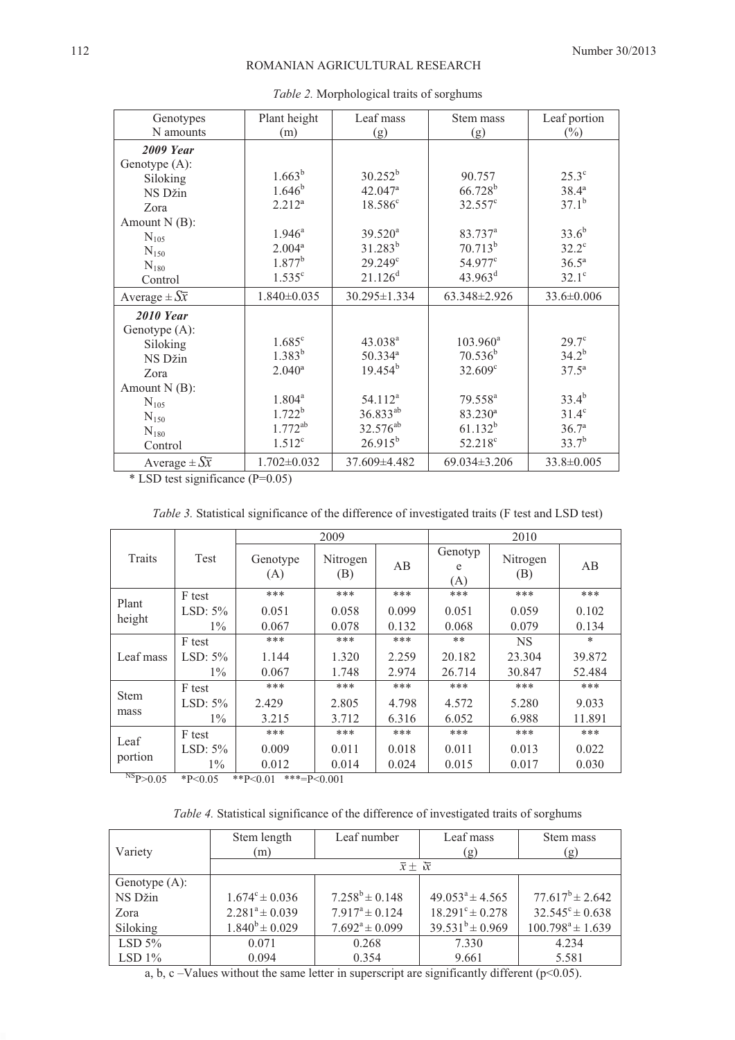*Table 2.* Morphological traits of sorghums

| Genotypes N amounts | Plant height (m) | Leaf mass (g) | Stem mass (g) | Leaf portion (%) |
|---|---|---|---|---|
| ***2009 Year*** | | | | |
| Genotype (A): | | | | |
| Siloking | 1.663$^{b}$ | 30.252$^{b}$ | 90.757 | 25.3$^{c}$ |
| NS Džin | 1.646$^{b}$ | 42.047$^{a}$ | 66.728$^{b}$ | 38.4$^{a}$ |
| Zora | 2.212$^{a}$ | 18.586$^{c}$ | 32.557$^{c}$ | 37.1$^{b}$ |
| Amount N (B): | | | | |
| $N_{105}$ | 1.946$^{a}$ | 39.520$^{a}$ | 83.737$^{a}$ | 33.6$^{b}$ |
| $N_{150}$ | 2.004$^{a}$ | 31.283$^{b}$ | 70.713$^{b}$ | 32.2$^{c}$ |
| $N_{180}$ | 1.877$^{b}$ | 29.249$^{c}$ | 54.977$^{c}$ | 36.5$^{a}$ |
| Control | 1.535$^{c}$ | 21.126$^{d}$ | 43.963$^{d}$ | 32.1$^{c}$ |
| Average ± $S\bar{x}$ | 1.840±0.035 | 30.295±1.334 | 63.348±2.926 | 33.6±0.006 |
| ***2010 Year*** | | | | |
| Genotype (A): | | | | |
| Siloking | 1.685$^{c}$ | 43.038$^{a}$ | 103.960$^{a}$ | 29.7$^{c}$ |
| NS Džin | 1.383$^{b}$ | 50.334$^{a}$ | 70.536$^{b}$ | 34.2$^{b}$ |
| Zora | 2.040$^{a}$ | 19.454$^{b}$ | 32.609$^{c}$ | 37.5$^{a}$ |
| Amount N (B): | | | | |
| $N_{105}$ | 1.804$^{a}$ | 54.112$^{a}$ | 79.558$^{a}$ | 33.4$^{b}$ |
| $N_{150}$ | 1.722$^{b}$ | 36.833$^{ab}$ | 83.230$^{a}$ | 31.4$^{c}$ |
| $N_{180}$ | 1.772$^{ab}$ | 32.576$^{ab}$ | 61.132$^{b}$ | 36.7$^{a}$ |
| Control | 1.512$^{c}$ | 26.915$^{b}$ | 52.218$^{c}$ | 33.7$^{b}$ |
| Average ± $S\bar{x}$ | 1.702±0.032 | 37.609±4.482 | 69.034±3.206 | 33.8±0.005 |

* LSD test significance (P=0.05)

*Table 3.* Statistical significance of the difference of investigated traits (F test and LSD test)

| Traits | Test | 2009 | | | 2010 | | |
|---|---|---|---|---|---|---|---|
| | | Genotype (A) | Nitrogen (B) | AB | Genotype (A) | Nitrogen (B) | AB |
| Plant height | F test | *** | *** | *** | *** | *** | *** |
| | LSD: 5% | 0.051 | 0.058 | 0.099 | 0.051 | 0.059 | 0.102 |
| | 1% | 0.067 | 0.078 | 0.132 | 0.068 | 0.079 | 0.134 |
| Leaf mass | F test | *** | *** | *** | ** | NS | * |
| | LSD: 5% | 1.144 | 1.320 | 2.259 | 20.182 | 23.304 | 39.872 |
| | 1% | 0.067 | 1.748 | 2.974 | 26.714 | 30.847 | 52.484 |
| Stem mass | F test | *** | *** | *** | *** | *** | *** |
| | LSD: 5% | 2.429 | 2.805 | 4.798 | 4.572 | 5.280 | 9.033 |
| | 1% | 3.215 | 3.712 | 6.316 | 6.052 | 6.988 | 11.891 |
| Leaf portion | F test | *** | *** | *** | *** | *** | *** |
| | LSD: 5% | 0.009 | 0.011 | 0.018 | 0.011 | 0.013 | 0.022 |
| | 1% | 0.012 | 0.014 | 0.024 | 0.015 | 0.017 | 0.030 |

$^{NS}$P>0.05 *P<0.05 **P<0.01 ***=P<0.001

*Table 4.* Statistical significance of the difference of investigated traits of sorghums

| Variety | Stem length (m) | Leaf number | Leaf mass (g) | Stem mass (g) |
|---|---|---|---|---|
| | $\bar{x} \pm s\bar{x}$ | | | |
| Genotype (A): | | | | |
| NS Džin | 1.674$^{c}$ ± 0.036 | 7.258$^{b}$ ± 0.148 | 49.053$^{a}$ ± 4.565 | 77.617$^{b}$ ± 2.642 |
| Zora | 2.281$^{a}$ ± 0.039 | 7.917$^{a}$ ± 0.124 | 18.291$^{c}$ ± 0.278 | 32.545$^{c}$ ± 0.638 |
| Siloking | 1.840$^{b}$ ± 0.029 | 7.692$^{a}$ ± 0.099 | 39.531$^{b}$ ± 0.969 | 100.798$^{a}$ ± 1.639 |
| LSD 5% | 0.071 | 0.268 | 7.330 | 4.234 |
| LSD 1% | 0.094 | 0.354 | 9.661 | 5.581 |

a, b, c –Values without the same letter in superscript are significantly different (p<0.05).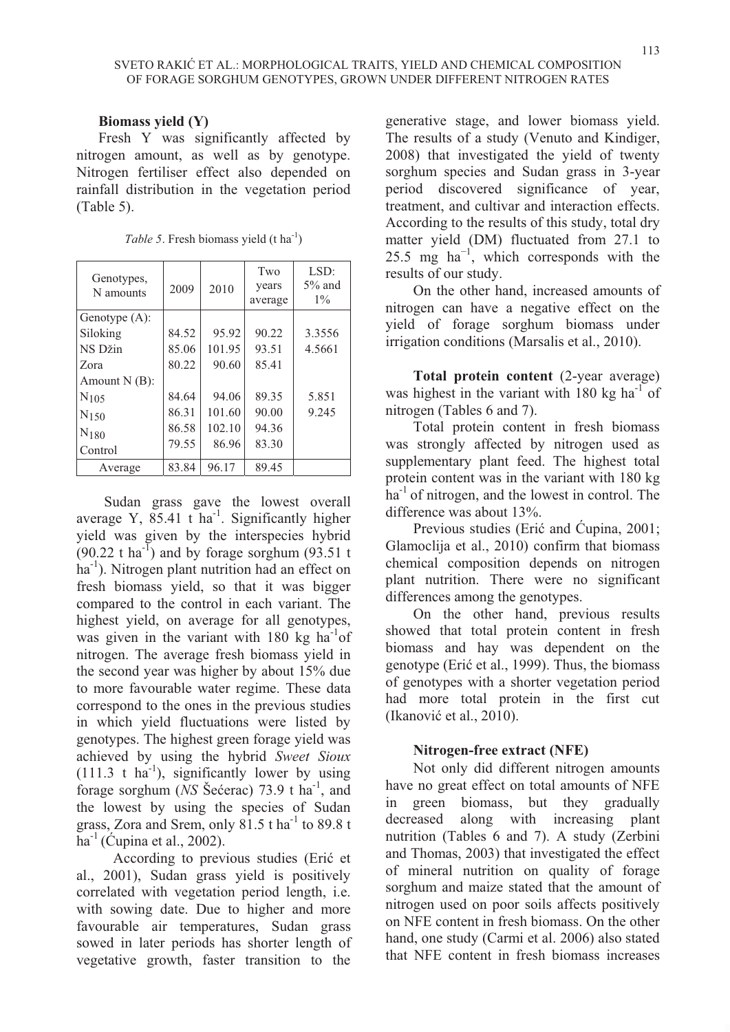### Biomass yield (Y)

Fresh Y was significantly affected by nitrogen amount, as well as by genotype. Nitrogen fertiliser effect also depended on rainfall distribution in the vegetation period (Table 5).

*Table 5*. Fresh biomass yield (t ha$^{-1}$)

| Genotypes, N amounts | 2009 | 2010 | Two years average | LSD: 5% and 1% |
|---|---|---|---|---|
| Genotype (A): | | | | |
| Siloking | 84.52 | 95.92 | 90.22 | 3.3556 |
| NS Džin | 85.06 | 101.95 | 93.51 | 4.5661 |
| Zora | 80.22 | 90.60 | 85.41 | |
| Amount N (B): | | | | |
| $N_{105}$ | 84.64 | 94.06 | 89.35 | 5.851 |
| $N_{150}$ | 86.31 | 101.60 | 90.00 | 9.245 |
| $N_{180}$ | 86.58 | 102.10 | 94.36 | |
| Control | 79.55 | 86.96 | 83.30 | |
| Average | 83.84 | 96.17 | 89.45 | |

Sudan grass gave the lowest overall average Y, 85.41 t ha$^{-1}$. Significantly higher yield was given by the interspecies hybrid (90.22 t ha$^{-1}$) and by forage sorghum (93.51 t ha$^{-1}$). Nitrogen plant nutrition had an effect on fresh biomass yield, so that it was bigger compared to the control in each variant. The highest yield, on average for all genotypes, was given in the variant with 180 kg ha$^{-1}$of nitrogen. The average fresh biomass yield in the second year was higher by about 15% due to more favourable water regime. These data correspond to the ones in the previous studies in which yield fluctuations were listed by genotypes. The highest green forage yield was achieved by using the hybrid *Sweet Sioux* (111.3 t ha$^{-1}$), significantly lower by using forage sorghum (*NS* Šećerac) 73.9 t ha$^{-1}$, and the lowest by using the species of Sudan grass, Zora and Srem, only 81.5 t ha$^{-1}$ to 89.8 t ha$^{-1}$ (Ćupina et al., 2002).

According to previous studies (Erić et al., 2001), Sudan grass yield is positively correlated with vegetation period length, i.e. with sowing date. Due to higher and more favourable air temperatures, Sudan grass sowed in later periods has shorter length of vegetative growth, faster transition to the generative stage, and lower biomass yield. The results of a study (Venuto and Kindiger, 2008) that investigated the yield of twenty sorghum species and Sudan grass in 3-year period discovered significance of year, treatment, and cultivar and interaction effects. According to the results of this study, total dry matter yield (DM) fluctuated from 27.1 to 25.5 mg ha$^{-1}$, which corresponds with the results of our study.

On the other hand, increased amounts of nitrogen can have a negative effect on the yield of forage sorghum biomass under irrigation conditions (Marsalis et al., 2010).

**Total protein content** (2-year average) was highest in the variant with 180 kg ha$^{-1}$ of nitrogen (Tables 6 and 7).

Total protein content in fresh biomass was strongly affected by nitrogen used as supplementary plant feed. The highest total protein content was in the variant with 180 kg ha$^{-1}$ of nitrogen, and the lowest in control. The difference was about 13%.

Previous studies (Erić and Ćupina, 2001; Glamoclija et al., 2010) confirm that biomass chemical composition depends on nitrogen plant nutrition. There were no significant differences among the genotypes.

On the other hand, previous results showed that total protein content in fresh biomass and hay was dependent on the genotype (Erić et al., 1999). Thus, the biomass of genotypes with a shorter vegetation period had more total protein in the first cut (Ikanović et al., 2010).

### Nitrogen-free extract (NFE)

Not only did different nitrogen amounts have no great effect on total amounts of NFE in green biomass, but they gradually decreased along with increasing plant nutrition (Tables 6 and 7). A study (Zerbini and Thomas, 2003) that investigated the effect of mineral nutrition on quality of forage sorghum and maize stated that the amount of nitrogen used on poor soils affects positively on NFE content in fresh biomass. On the other hand, one study (Carmi et al. 2006) also stated that NFE content in fresh biomass increases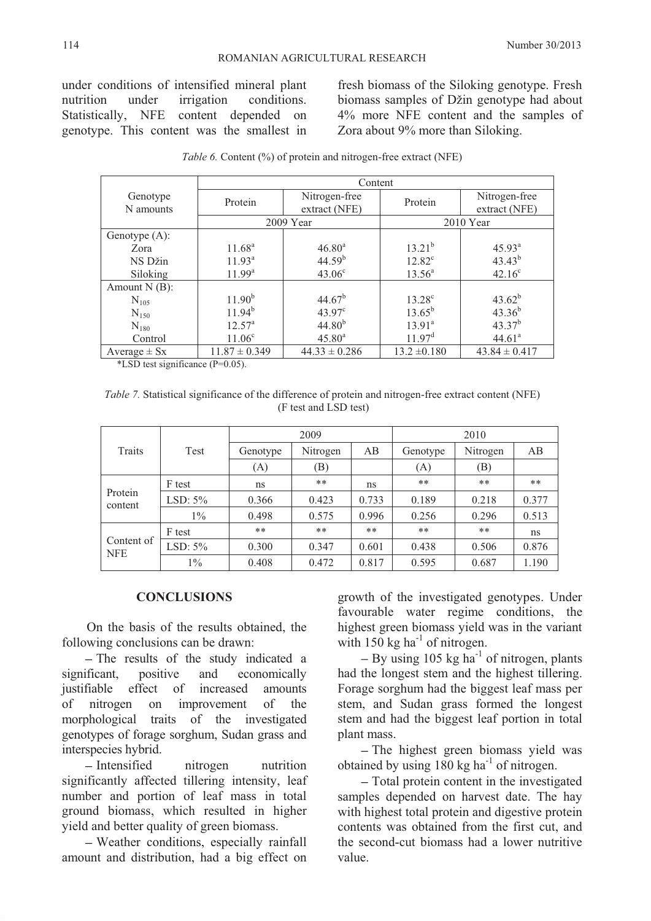under conditions of intensified mineral plant nutrition under irrigation conditions. Statistically, NFE content depended on genotype. This content was the smallest in fresh biomass of the Siloking genotype. Fresh biomass samples of Džin genotype had about 4% more NFE content and the samples of Zora about 9% more than Siloking.

*Table 6.* Content (%) of protein and nitrogen-free extract (NFE)

| Genotype N amounts | Content | | | |
|---|---|---|---|---|
| | Protein | Nitrogen-free extract (NFE) | Protein | Nitrogen-free extract (NFE) |
| | 2009 Year | | 2010 Year | |
| Genotype (A): | | | | |
| Zora | 11.68[a] | 46.80[a] | 13.21[b] | 45.93[a] |
| NS Džin | 11.93[a] | 44.59[b] | 12.82[c] | 43.43[b] |
| Siloking | 11.99[a] | 43.06[c] | 13.56[a] | 42.16[c] |
| Amount N (B): | | | | |
| $N_{105}$ | 11.90[b] | 44.67[b] | 13.28[c] | 43.62[b] |
| $N_{150}$ | 11.94[b] | 43.97[c] | 13.65[b] | 43.36[b] |
| $N_{180}$ | 12.57[a] | 44.80[b] | 13.91[a] | 43.37[b] |
| Control | 11.06[c] | 45.80[a] | 11.97[d] | 44.61[a] |
| Average ± Sx | 11.87 ± 0.349 | 44.33 ± 0.286 | 13.2 ±0.180 | 43.84 ± 0.417 |

*LSD test significance (P=0.05).

*Table 7.* Statistical significance of the difference of protein and nitrogen-free extract content (NFE) (F test and LSD test)

| Traits | Test | 2009 | | | 2010 | | |
|---|---|---|---|---|---|---|---|
| | | Genotype (A) | Nitrogen (B) | AB | Genotype (A) | Nitrogen (B) | AB |
| Protein content | F test | ns | ** | ns | ** | ** | ** |
| | LSD: 5% | 0.366 | 0.423 | 0.733 | 0.189 | 0.218 | 0.377 |
| | 1% | 0.498 | 0.575 | 0.996 | 0.256 | 0.296 | 0.513 |
| Content of NFE | F test | ** | ** | ** | ** | ** | ns |
| | LSD: 5% | 0.300 | 0.347 | 0.601 | 0.438 | 0.506 | 0.876 |
| | 1% | 0.408 | 0.472 | 0.817 | 0.595 | 0.687 | 1.190 |

## CONCLUSIONS

On the basis of the results obtained, the following conclusions can be drawn:

– The results of the study indicated a significant, positive and economically justifiable effect of increased amounts of nitrogen on improvement of the morphological traits of the investigated genotypes of forage sorghum, Sudan grass and interspecies hybrid.

– Intensified nitrogen nutrition significantly affected tillering intensity, leaf number and portion of leaf mass in total ground biomass, which resulted in higher yield and better quality of green biomass.

– Weather conditions, especially rainfall amount and distribution, had a big effect on growth of the investigated genotypes. Under favourable water regime conditions, the highest green biomass yield was in the variant with 150 kg ha$^{-1}$ of nitrogen.

– By using 105 kg ha$^{-1}$ of nitrogen, plants had the longest stem and the highest tillering. Forage sorghum had the biggest leaf mass per stem, and Sudan grass formed the longest stem and had the biggest leaf portion in total plant mass.

– The highest green biomass yield was obtained by using 180 kg ha$^{-1}$ of nitrogen.

– Total protein content in the investigated samples depended on harvest date. The hay with highest total protein and digestive protein contents was obtained from the first cut, and the second-cut biomass had a lower nutritive value.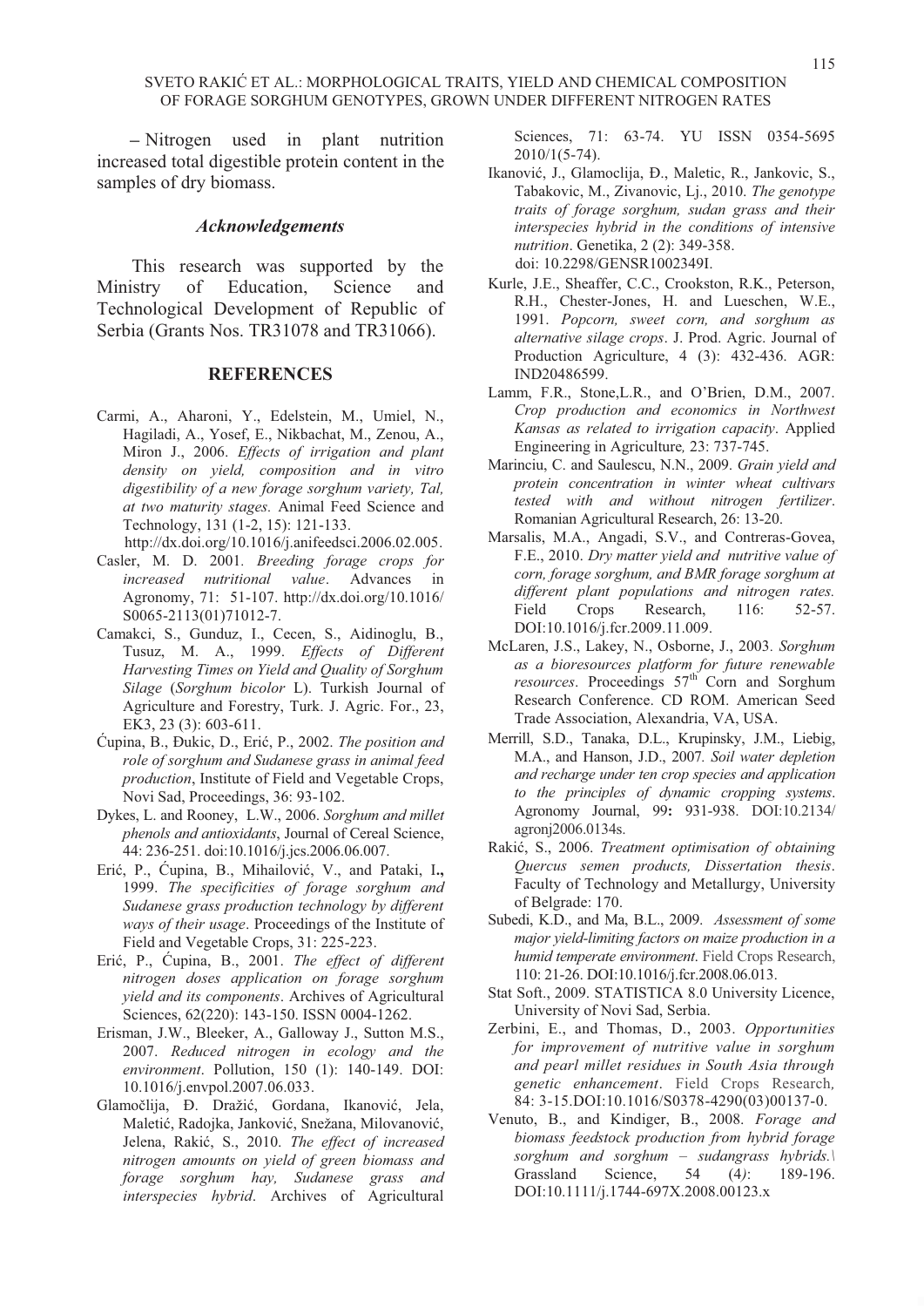– Nitrogen used in plant nutrition increased total digestible protein content in the samples of dry biomass.

### *Acknowledgements*

This research was supported by the Ministry of Education, Science and Technological Development of Republic of Serbia (Grants Nos. TR31078 and TR31066).

## REFERENCES

Carmi, A., Aharoni, Y., Edelstein, M., Umiel, N., Hagiladi, A., Yosef, E., Nikbachat, M., Zenou, A., Miron J., 2006. *Effects of irrigation and plant density on yield, composition and in vitro digestibility of a new forage sorghum variety, Tal, at two maturity stages.* Animal Feed Science and Technology, 131 (1-2, 15): 121-133. http://dx.doi.org/10.1016/j.anifeedsci.2006.02.005.

Casler, M. D. 2001. *Breeding forage crops for increased nutritional value*. Advances in Agronomy, 71: 51-107. http://dx.doi.org/10.1016/S0065-2113(01)71012-7.

Camakci, S., Gunduz, I., Cecen, S., Aidinoglu, B., Tusuz, M. A., 1999. *Effects of Different Harvesting Times on Yield and Quality of Sorghum Silage* (*Sorghum bicolor* L). Turkish Journal of Agriculture and Forestry, Turk. J. Agric. For., 23, EK3, 23 (3): 603-611.

Ćupina, B., Đukic, D., Erić, P., 2002. *The position and role of sorghum and Sudanese grass in animal feed production*, Institute of Field and Vegetable Crops, Novi Sad, Proceedings, 36: 93-102.

Dykes, L. and Rooney, L.W., 2006. *Sorghum and millet phenols and antioxidants*, Journal of Cereal Science, 44: 236-251. doi:10.1016/j.jcs.2006.06.007.

Erić, P., Ćupina, B., Mihailović, V., and Pataki, I., 1999. *The specificities of forage sorghum and Sudanese grass production technology by different ways of their usage*. Proceedings of the Institute of Field and Vegetable Crops, 31: 225-223.

Erić, P., Ćupina, B., 2001. *The effect of different nitrogen doses application on forage sorghum yield and its components*. Archives of Agricultural Sciences, 62(220): 143-150. ISSN 0004-1262.

Erisman, J.W., Bleeker, A., Galloway J., Sutton M.S., 2007. *Reduced nitrogen in ecology and the environment*. Pollution, 150 (1): 140-149. DOI: 10.1016/j.envpol.2007.06.033.

Glamočlija, Đ. Dražić, Gordana, Ikanović, Jela, Maletić, Radojka, Janković, Snežana, Milovanović, Jelena, Rakić, S., 2010. *The effect of increased nitrogen amounts on yield of green biomass and forage sorghum hay, Sudanese grass and interspecies hybrid*. Archives of Agricultural Sciences, 71: 63-74. YU ISSN 0354-5695 2010/1(5-74).

Ikanović, J., Glamoclija, Đ., Maletic, R., Jankovic, S., Tabakovic, M., Zivanovic, Lj., 2010. *The genotype traits of forage sorghum, sudan grass and their interspecies hybrid in the conditions of intensive nutrition*. Genetika, 2 (2): 349-358. doi: 10.2298/GENSR1002349I.

Kurle, J.E., Sheaffer, C.C., Crookston, R.K., Peterson, R.H., Chester-Jones, H. and Lueschen, W.E., 1991. *Popcorn, sweet corn, and sorghum as alternative silage crops*. J. Prod. Agric. Journal of Production Agriculture, 4 (3): 432-436. AGR: IND20486599.

Lamm, F.R., Stone,L.R., and O'Brien, D.M., 2007. *Crop production and economics in Northwest Kansas as related to irrigation capacity*. Applied Engineering in Agriculture, 23: 737-745.

Marinciu, C. and Saulescu, N.N., 2009. *Grain yield and protein concentration in winter wheat cultivars tested with and without nitrogen fertilizer*. Romanian Agricultural Research, 26: 13-20.

Marsalis, M.A., Angadi, S.V., and Contreras-Govea, F.E., 2010. *Dry matter yield and nutritive value of corn, forage sorghum, and BMR forage sorghum at different plant populations and nitrogen rates.* Field Crops Research, 116: 52-57. DOI:10.1016/j.fcr.2009.11.009.

McLaren, J.S., Lakey, N., Osborne, J., 2003. *Sorghum as a bioresources platform for future renewable resources*. Proceedings 57th Corn and Sorghum Research Conference. CD ROM. American Seed Trade Association, Alexandria, VA, USA.

Merrill, S.D., Tanaka, D.L., Krupinsky, J.M., Liebig, M.A., and Hanson, J.D., 2007. *Soil water depletion and recharge under ten crop species and application to the principles of dynamic cropping systems*. Agronomy Journal, 99: 931-938. DOI:10.2134/agronj2006.0134s.

Rakić, S., 2006. *Treatment optimisation of obtaining Quercus semen products, Dissertation thesis*. Faculty of Technology and Metallurgy, University of Belgrade: 170.

Subedi, K.D., and Ma, B.L., 2009. *Assessment of some major yield-limiting factors on maize production in a humid temperate environment*. Field Crops Research, 110: 21-26. DOI:10.1016/j.fcr.2008.06.013.

Stat Soft., 2009. STATISTICA 8.0 University Licence, University of Novi Sad, Serbia.

Zerbini, E., and Thomas, D., 2003. *Opportunities for improvement of nutritive value in sorghum and pearl millet residues in South Asia through genetic enhancement*. Field Crops Research, 84: 3-15.DOI:10.1016/S0378-4290(03)00137-0.

Venuto, B., and Kindiger, B., 2008. *Forage and biomass feedstock production from hybrid forage sorghum and sorghum – sudangrass hybrids.\* Grassland Science, 54 (4): 189-196. DOI:10.1111/j.1744-697X.2008.00123.x